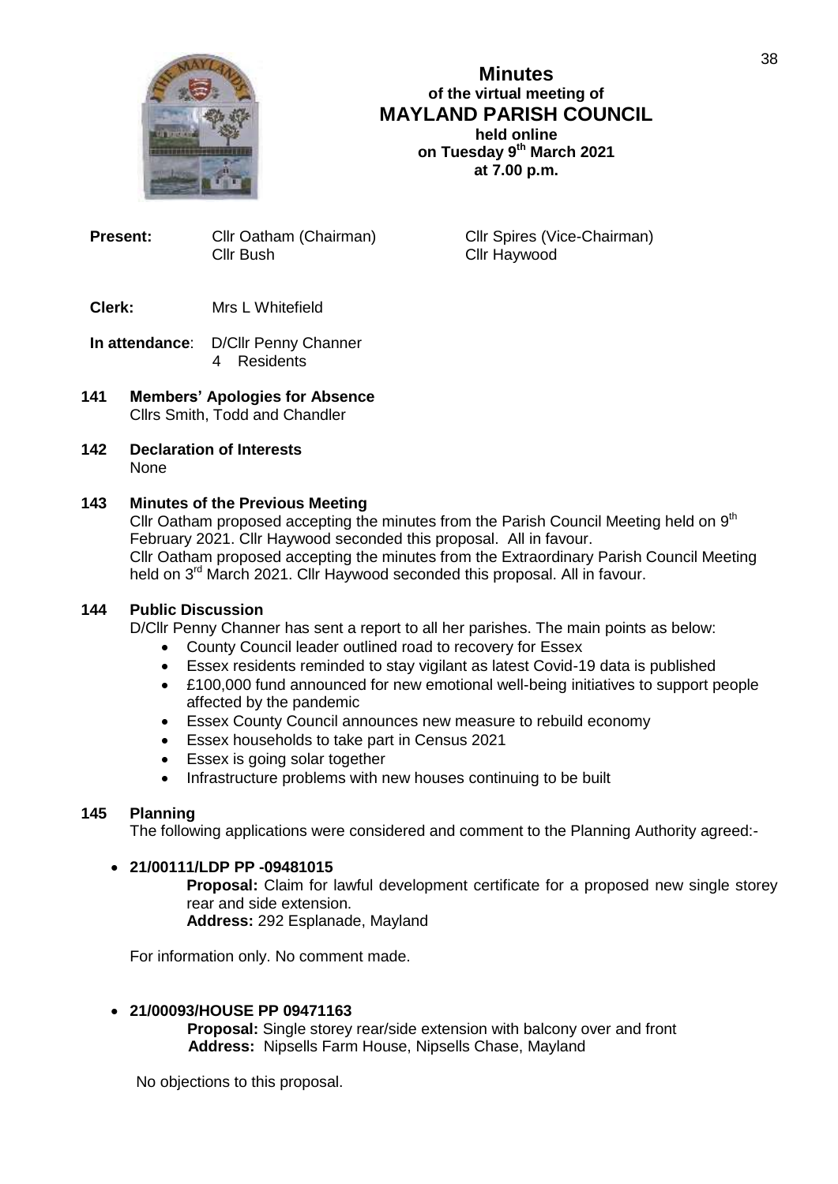# Minutes
## of the virtual meeting of
## MAYLAND PARISH COUNCIL
**held online**
**on Tuesday 9th March 2021**
**at 7.00 p.m.**

**Present:** Cllr Oatham (Chairman), Cllr Spires (Vice-Chairman), Cllr Bush, Cllr Haywood

**Clerk:** Mrs L Whitefield

**In attendance:** D/Cllr Penny Channer
4 Residents

**141 Members' Apologies for Absence**
Cllrs Smith, Todd and Chandler

**142 Declaration of Interests**
None

**143 Minutes of the Previous Meeting**
Cllr Oatham proposed accepting the minutes from the Parish Council Meeting held on 9th February 2021. Cllr Haywood seconded this proposal. All in favour.
Cllr Oatham proposed accepting the minutes from the Extraordinary Parish Council Meeting held on 3rd March 2021. Cllr Haywood seconded this proposal. All in favour.

**144 Public Discussion**
D/Cllr Penny Channer has sent a report to all her parishes. The main points as below:

- County Council leader outlined road to recovery for Essex
- Essex residents reminded to stay vigilant as latest Covid-19 data is published
- £100,000 fund announced for new emotional well-being initiatives to support people affected by the pandemic
- Essex County Council announces new measure to rebuild economy
- Essex households to take part in Census 2021
- Essex is going solar together
- Infrastructure problems with new houses continuing to be built

**145 Planning**
The following applications were considered and comment to the Planning Authority agreed:-

- **21/00111/LDP PP -09481015**
  **Proposal:** Claim for lawful development certificate for a proposed new single storey rear and side extension.
  **Address:** 292 Esplanade, Mayland

For information only. No comment made.

- **21/00093/HOUSE PP 09471163**
  **Proposal:** Single storey rear/side extension with balcony over and front
  **Address:** Nipsells Farm House, Nipsells Chase, Mayland

No objections to this proposal.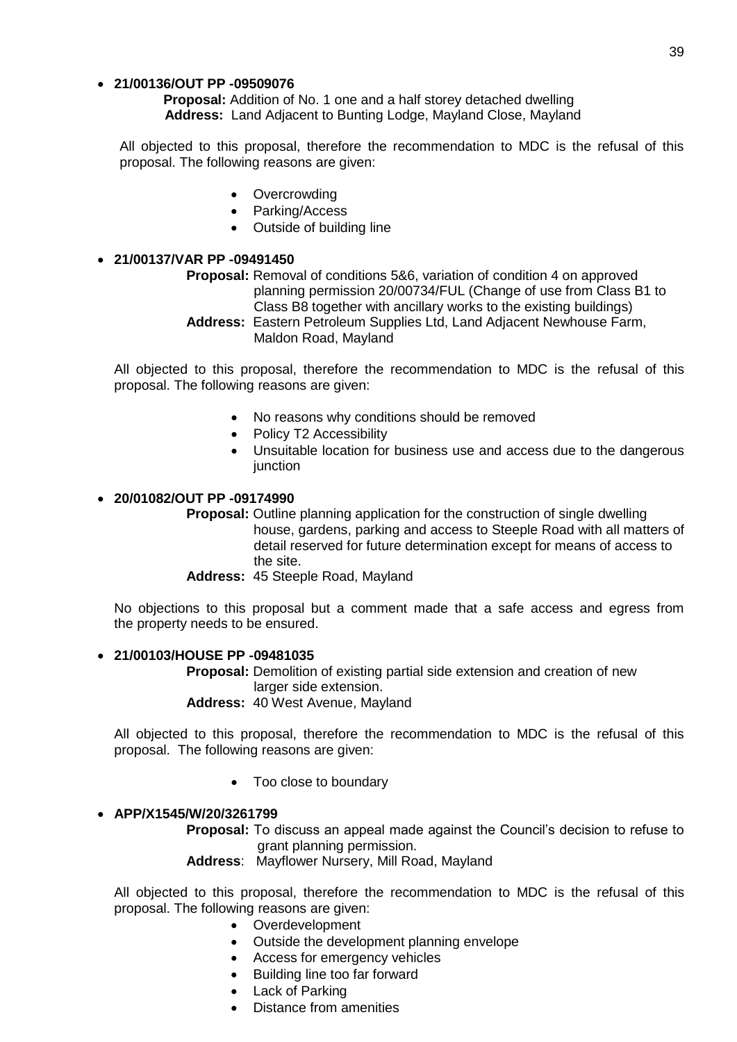- **21/00136/OUT PP -09509076**

  **Proposal:** Addition of No. 1 one and a half storey detached dwelling
  **Address:** Land Adjacent to Bunting Lodge, Mayland Close, Mayland

  All objected to this proposal, therefore the recommendation to MDC is the refusal of this proposal. The following reasons are given:

  - Overcrowding
  - Parking/Access
  - Outside of building line

- **21/00137/VAR PP -09491450**

  **Proposal:** Removal of conditions 5&6, variation of condition 4 on approved planning permission 20/00734/FUL (Change of use from Class B1 to Class B8 together with ancillary works to the existing buildings)
  **Address:** Eastern Petroleum Supplies Ltd, Land Adjacent Newhouse Farm, Maldon Road, Mayland

  All objected to this proposal, therefore the recommendation to MDC is the refusal of this proposal. The following reasons are given:

  - No reasons why conditions should be removed
  - Policy T2 Accessibility
  - Unsuitable location for business use and access due to the dangerous junction

- **20/01082/OUT PP -09174990**

  **Proposal:** Outline planning application for the construction of single dwelling house, gardens, parking and access to Steeple Road with all matters of detail reserved for future determination except for means of access to the site.
  **Address:** 45 Steeple Road, Mayland

  No objections to this proposal but a comment made that a safe access and egress from the property needs to be ensured.

- **21/00103/HOUSE PP -09481035**

  **Proposal:** Demolition of existing partial side extension and creation of new larger side extension.
  **Address:** 40 West Avenue, Mayland

  All objected to this proposal, therefore the recommendation to MDC is the refusal of this proposal. The following reasons are given:

  - Too close to boundary

- **APP/X1545/W/20/3261799**

  **Proposal:** To discuss an appeal made against the Council's decision to refuse to grant planning permission.
  **Address**: Mayflower Nursery, Mill Road, Mayland

  All objected to this proposal, therefore the recommendation to MDC is the refusal of this proposal. The following reasons are given:

  - Overdevelopment
  - Outside the development planning envelope
  - Access for emergency vehicles
  - Building line too far forward
  - Lack of Parking
  - Distance from amenities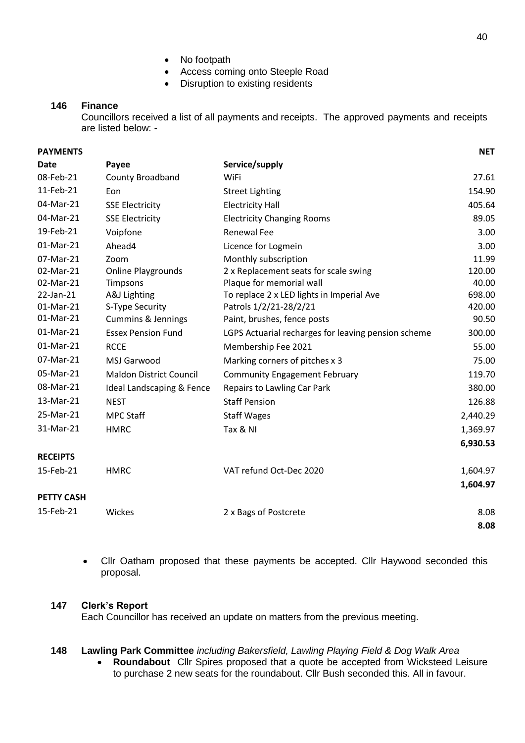- No footpath
- Access coming onto Steeple Road
- Disruption to existing residents

**146 Finance**

Councillors received a list of all payments and receipts. The approved payments and receipts are listed below: -

| **PAYMENTS** | | | **NET** |
|---|---|---|---|
| **Date** | **Payee** | **Service/supply** | |
| 08-Feb-21 | County Broadband | WiFi | 27.61 |
| 11-Feb-21 | Eon | Street Lighting | 154.90 |
| 04-Mar-21 | SSE Electricity | Electricity Hall | 405.64 |
| 04-Mar-21 | SSE Electricity | Electricity Changing Rooms | 89.05 |
| 19-Feb-21 | Voipfone | Renewal Fee | 3.00 |
| 01-Mar-21 | Ahead4 | Licence for Logmein | 3.00 |
| 07-Mar-21 | Zoom | Monthly subscription | 11.99 |
| 02-Mar-21 | Online Playgrounds | 2 x Replacement seats for scale swing | 120.00 |
| 02-Mar-21 | Timpsons | Plaque for memorial wall | 40.00 |
| 22-Jan-21 | A&J Lighting | To replace 2 x LED lights in Imperial Ave | 698.00 |
| 01-Mar-21 | S-Type Security | Patrols 1/2/21-28/2/21 | 420.00 |
| 01-Mar-21 | Cummins & Jennings | Paint, brushes, fence posts | 90.50 |
| 01-Mar-21 | Essex Pension Fund | LGPS Actuarial recharges for leaving pension scheme | 300.00 |
| 01-Mar-21 | RCCE | Membership Fee 2021 | 55.00 |
| 07-Mar-21 | MSJ Garwood | Marking corners of pitches x 3 | 75.00 |
| 05-Mar-21 | Maldon District Council | Community Engagement February | 119.70 |
| 08-Mar-21 | Ideal Landscaping & Fence | Repairs to Lawling Car Park | 380.00 |
| 13-Mar-21 | NEST | Staff Pension | 126.88 |
| 25-Mar-21 | MPC Staff | Staff Wages | 2,440.29 |
| 31-Mar-21 | HMRC | Tax & NI | 1,369.97 |
| | | | **6,930.53** |
| **RECEIPTS** | | | |
| 15-Feb-21 | HMRC | VAT refund Oct-Dec 2020 | 1,604.97 |
| | | | **1,604.97** |
| **PETTY CASH** | | | |
| 15-Feb-21 | Wickes | 2 x Bags of Postcrete | 8.08 |
| | | | **8.08** |

- Cllr Oatham proposed that these payments be accepted. Cllr Haywood seconded this proposal.

**147 Clerk's Report**

Each Councillor has received an update on matters from the previous meeting.

**148 Lawling Park Committee** *including Bakersfield, Lawling Playing Field & Dog Walk Area*

- **Roundabout** Cllr Spires proposed that a quote be accepted from Wicksteed Leisure to purchase 2 new seats for the roundabout. Cllr Bush seconded this. All in favour.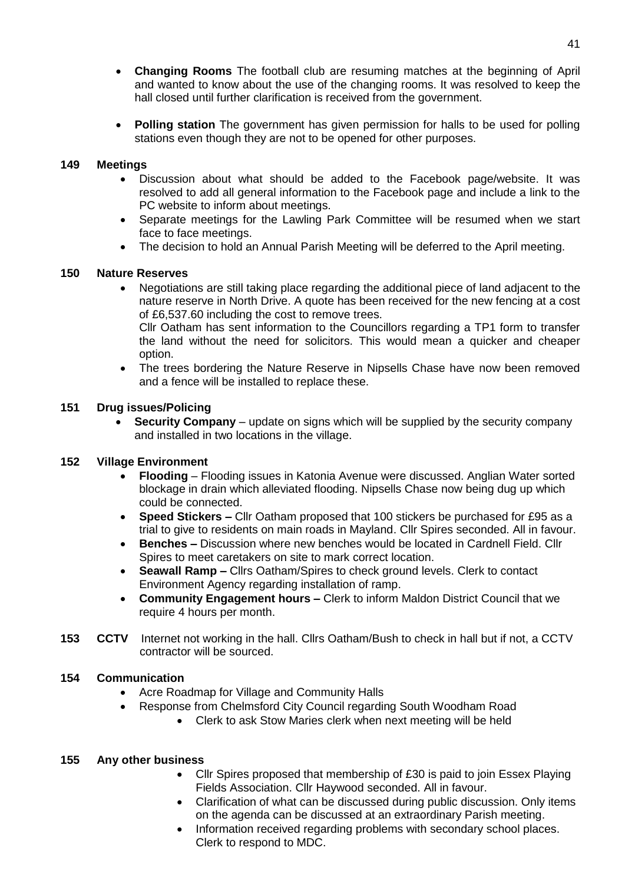- **Changing Rooms** The football club are resuming matches at the beginning of April and wanted to know about the use of the changing rooms. It was resolved to keep the hall closed until further clarification is received from the government.
- **Polling station** The government has given permission for halls to be used for polling stations even though they are not to be opened for other purposes.

**149 Meetings**

- Discussion about what should be added to the Facebook page/website. It was resolved to add all general information to the Facebook page and include a link to the PC website to inform about meetings.
- Separate meetings for the Lawling Park Committee will be resumed when we start face to face meetings.
- The decision to hold an Annual Parish Meeting will be deferred to the April meeting.

**150 Nature Reserves**

- Negotiations are still taking place regarding the additional piece of land adjacent to the nature reserve in North Drive. A quote has been received for the new fencing at a cost of £6,537.60 including the cost to remove trees.
  Cllr Oatham has sent information to the Councillors regarding a TP1 form to transfer the land without the need for solicitors. This would mean a quicker and cheaper option.
- The trees bordering the Nature Reserve in Nipsells Chase have now been removed and a fence will be installed to replace these.

**151 Drug issues/Policing**

- **Security Company** – update on signs which will be supplied by the security company and installed in two locations in the village.

**152 Village Environment**

- **Flooding** – Flooding issues in Katonia Avenue were discussed. Anglian Water sorted blockage in drain which alleviated flooding. Nipsells Chase now being dug up which could be connected.
- **Speed Stickers –** Cllr Oatham proposed that 100 stickers be purchased for £95 as a trial to give to residents on main roads in Mayland. Cllr Spires seconded. All in favour.
- **Benches –** Discussion where new benches would be located in Cardnell Field. Cllr Spires to meet caretakers on site to mark correct location.
- **Seawall Ramp –** Cllrs Oatham/Spires to check ground levels. Clerk to contact Environment Agency regarding installation of ramp.
- **Community Engagement hours –** Clerk to inform Maldon District Council that we require 4 hours per month.

**153 CCTV** Internet not working in the hall. Cllrs Oatham/Bush to check in hall but if not, a CCTV contractor will be sourced.

**154 Communication**

- Acre Roadmap for Village and Community Halls
- Response from Chelmsford City Council regarding South Woodham Road
  - Clerk to ask Stow Maries clerk when next meeting will be held

**155 Any other business**

- Cllr Spires proposed that membership of £30 is paid to join Essex Playing Fields Association. Cllr Haywood seconded. All in favour.
- Clarification of what can be discussed during public discussion. Only items on the agenda can be discussed at an extraordinary Parish meeting.
- Information received regarding problems with secondary school places. Clerk to respond to MDC.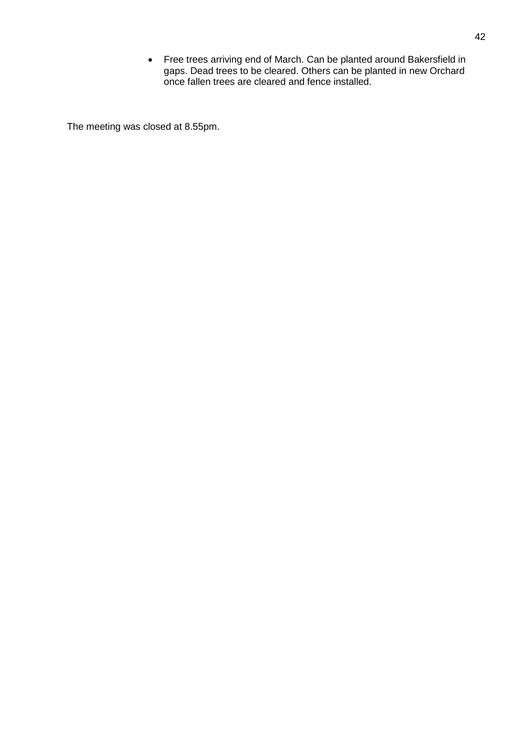- Free trees arriving end of March. Can be planted around Bakersfield in gaps. Dead trees to be cleared. Others can be planted in new Orchard once fallen trees are cleared and fence installed.

The meeting was closed at 8.55pm.